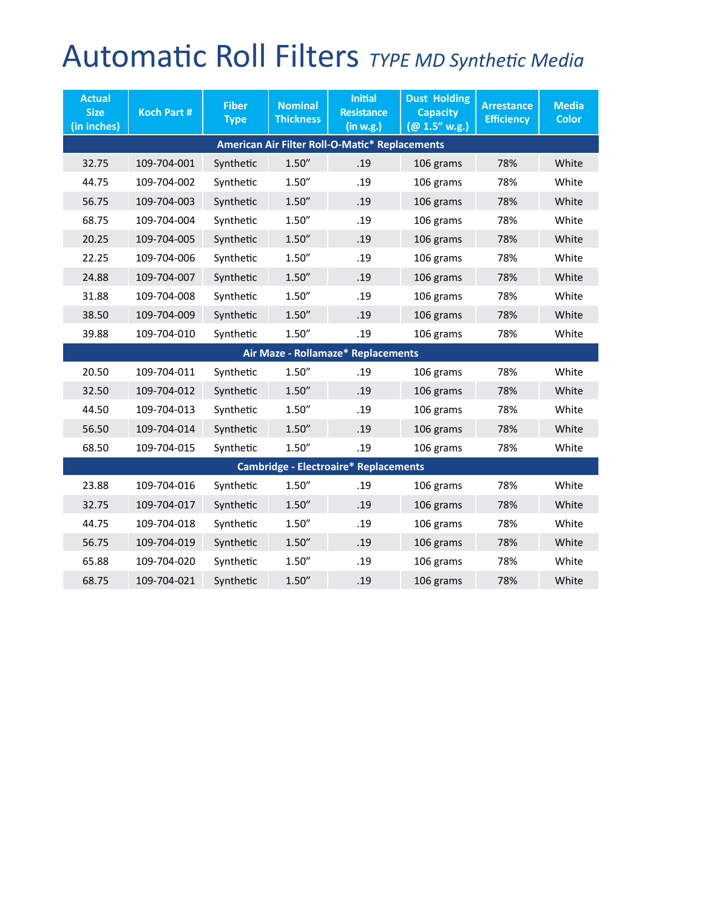# Automatic Roll Filters *TYPE MD Synthetic Media*

| Actual Size (in inches) | Koch Part # | Fiber Type | Nominal Thickness | Initial Resistance (in w.g.) | Dust Holding Capacity (@ 1.5" w.g.) | Arrestance Efficiency | Media Color |
|---|---|---|---|---|---|---|---|
| **American Air Filter Roll-O-Matic* Replacements** | | | | | | | |
| 32.75 | 109-704-001 | Synthetic | 1.50" | .19 | 106 grams | 78% | White |
| 44.75 | 109-704-002 | Synthetic | 1.50" | .19 | 106 grams | 78% | White |
| 56.75 | 109-704-003 | Synthetic | 1.50" | .19 | 106 grams | 78% | White |
| 68.75 | 109-704-004 | Synthetic | 1.50" | .19 | 106 grams | 78% | White |
| 20.25 | 109-704-005 | Synthetic | 1.50" | .19 | 106 grams | 78% | White |
| 22.25 | 109-704-006 | Synthetic | 1.50" | .19 | 106 grams | 78% | White |
| 24.88 | 109-704-007 | Synthetic | 1.50" | .19 | 106 grams | 78% | White |
| 31.88 | 109-704-008 | Synthetic | 1.50" | .19 | 106 grams | 78% | White |
| 38.50 | 109-704-009 | Synthetic | 1.50" | .19 | 106 grams | 78% | White |
| 39.88 | 109-704-010 | Synthetic | 1.50" | .19 | 106 grams | 78% | White |
| **Air Maze - Rollamaze* Replacements** | | | | | | | |
| 20.50 | 109-704-011 | Synthetic | 1.50" | .19 | 106 grams | 78% | White |
| 32.50 | 109-704-012 | Synthetic | 1.50" | .19 | 106 grams | 78% | White |
| 44.50 | 109-704-013 | Synthetic | 1.50" | .19 | 106 grams | 78% | White |
| 56.50 | 109-704-014 | Synthetic | 1.50" | .19 | 106 grams | 78% | White |
| 68.50 | 109-704-015 | Synthetic | 1.50" | .19 | 106 grams | 78% | White |
| **Cambridge - Electroaire* Replacements** | | | | | | | |
| 23.88 | 109-704-016 | Synthetic | 1.50" | .19 | 106 grams | 78% | White |
| 32.75 | 109-704-017 | Synthetic | 1.50" | .19 | 106 grams | 78% | White |
| 44.75 | 109-704-018 | Synthetic | 1.50" | .19 | 106 grams | 78% | White |
| 56.75 | 109-704-019 | Synthetic | 1.50" | .19 | 106 grams | 78% | White |
| 65.88 | 109-704-020 | Synthetic | 1.50" | .19 | 106 grams | 78% | White |
| 68.75 | 109-704-021 | Synthetic | 1.50" | .19 | 106 grams | 78% | White |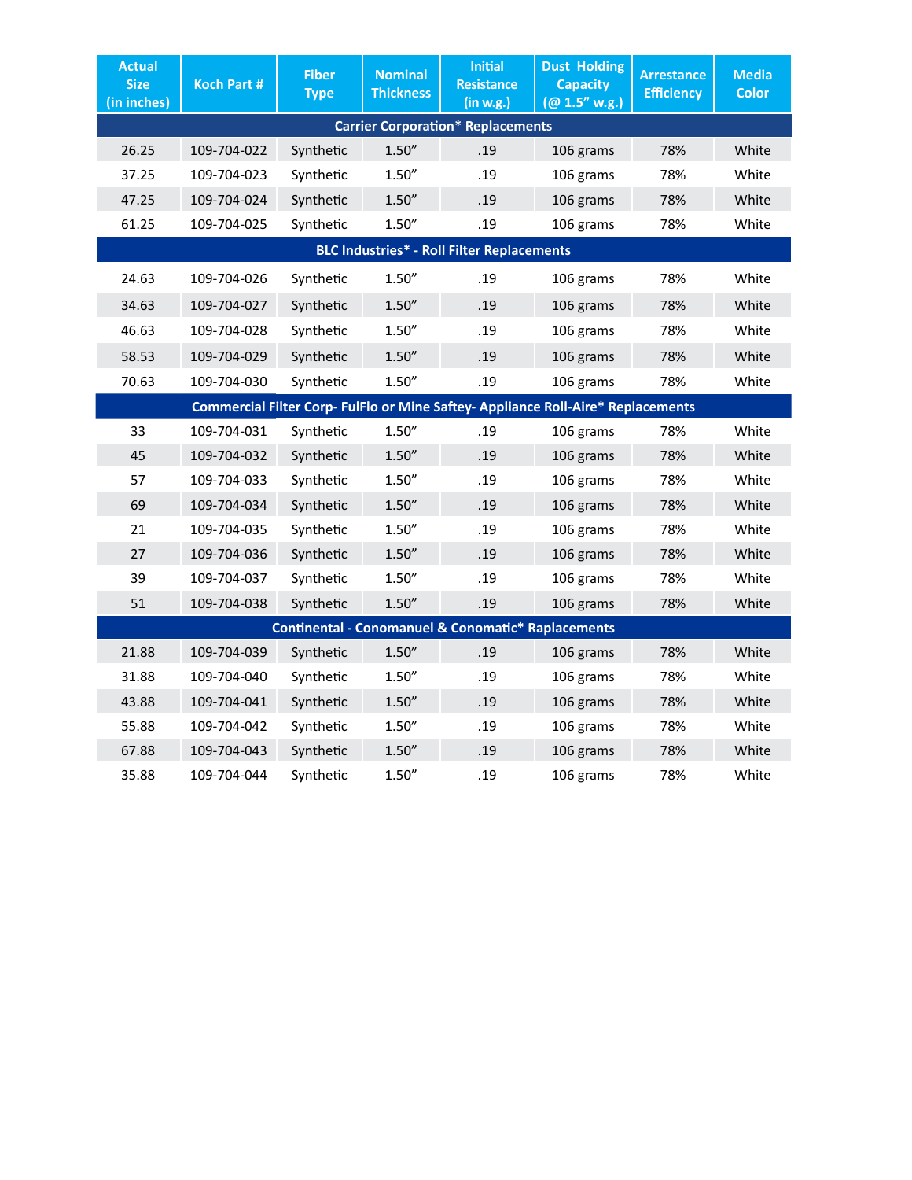| Actual Size (in inches) | Koch Part # | Fiber Type | Nominal Thickness | Initial Resistance (in w.g.) | Dust Holding Capacity (@ 1.5" w.g.) | Arrestance Efficiency | Media Color |
|---|---|---|---|---|---|---|---|
| **Carrier Corporation* Replacements** | | | | | | | |
| 26.25 | 109-704-022 | Synthetic | 1.50" | .19 | 106 grams | 78% | White |
| 37.25 | 109-704-023 | Synthetic | 1.50" | .19 | 106 grams | 78% | White |
| 47.25 | 109-704-024 | Synthetic | 1.50" | .19 | 106 grams | 78% | White |
| 61.25 | 109-704-025 | Synthetic | 1.50" | .19 | 106 grams | 78% | White |
| **BLC Industries* - Roll Filter Replacements** | | | | | | | |
| 24.63 | 109-704-026 | Synthetic | 1.50" | .19 | 106 grams | 78% | White |
| 34.63 | 109-704-027 | Synthetic | 1.50" | .19 | 106 grams | 78% | White |
| 46.63 | 109-704-028 | Synthetic | 1.50" | .19 | 106 grams | 78% | White |
| 58.53 | 109-704-029 | Synthetic | 1.50" | .19 | 106 grams | 78% | White |
| 70.63 | 109-704-030 | Synthetic | 1.50" | .19 | 106 grams | 78% | White |
| **Commercial Filter Corp- FulFlo or Mine Saftey- Appliance Roll-Aire* Replacements** | | | | | | | |
| 33 | 109-704-031 | Synthetic | 1.50" | .19 | 106 grams | 78% | White |
| 45 | 109-704-032 | Synthetic | 1.50" | .19 | 106 grams | 78% | White |
| 57 | 109-704-033 | Synthetic | 1.50" | .19 | 106 grams | 78% | White |
| 69 | 109-704-034 | Synthetic | 1.50" | .19 | 106 grams | 78% | White |
| 21 | 109-704-035 | Synthetic | 1.50" | .19 | 106 grams | 78% | White |
| 27 | 109-704-036 | Synthetic | 1.50" | .19 | 106 grams | 78% | White |
| 39 | 109-704-037 | Synthetic | 1.50" | .19 | 106 grams | 78% | White |
| 51 | 109-704-038 | Synthetic | 1.50" | .19 | 106 grams | 78% | White |
| **Continental - Conomanuel & Conomatic* Raplacements** | | | | | | | |
| 21.88 | 109-704-039 | Synthetic | 1.50" | .19 | 106 grams | 78% | White |
| 31.88 | 109-704-040 | Synthetic | 1.50" | .19 | 106 grams | 78% | White |
| 43.88 | 109-704-041 | Synthetic | 1.50" | .19 | 106 grams | 78% | White |
| 55.88 | 109-704-042 | Synthetic | 1.50" | .19 | 106 grams | 78% | White |
| 67.88 | 109-704-043 | Synthetic | 1.50" | .19 | 106 grams | 78% | White |
| 35.88 | 109-704-044 | Synthetic | 1.50" | .19 | 106 grams | 78% | White |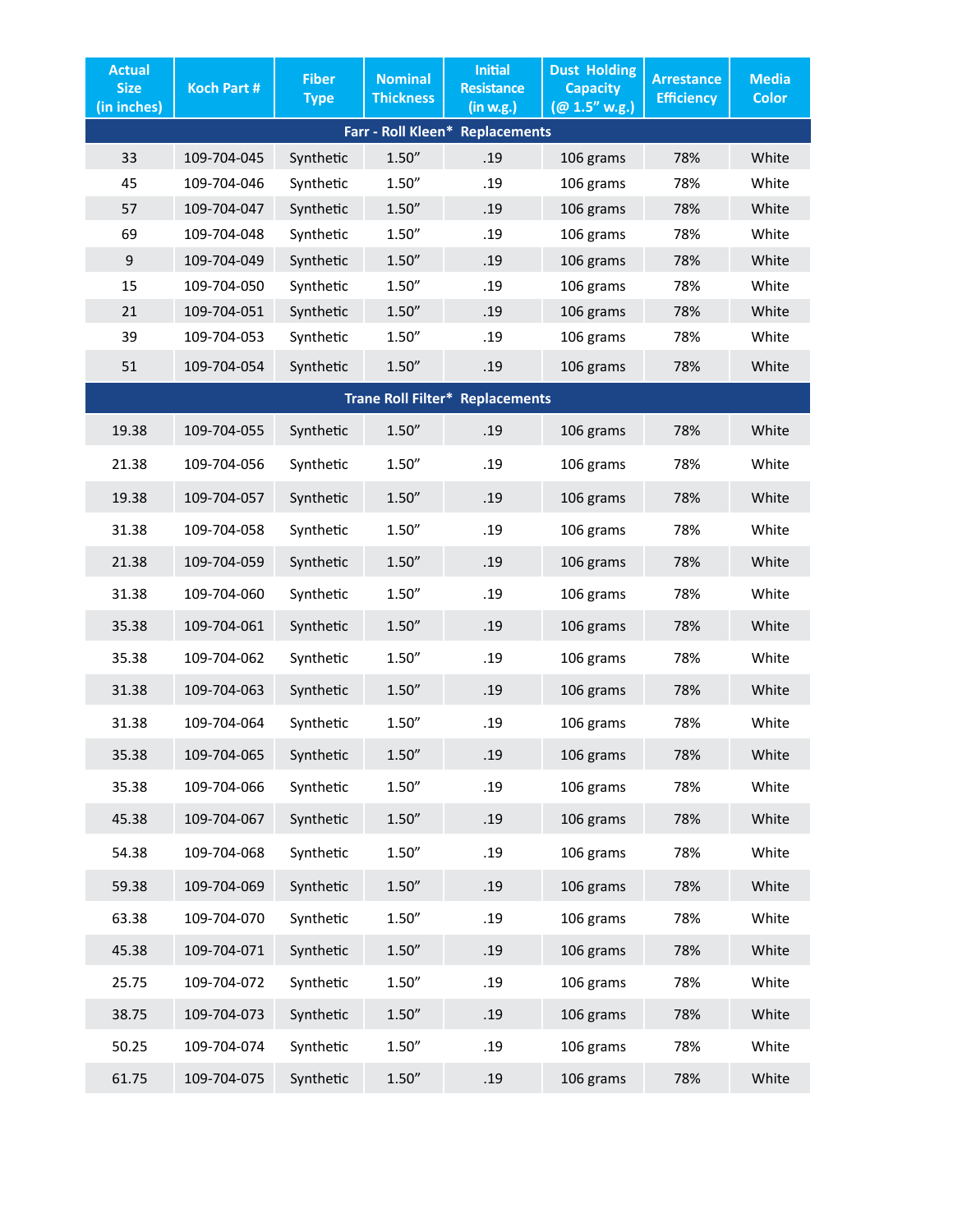| Actual Size (in inches) | Koch Part # | Fiber Type | Nominal Thickness | Initial Resistance (in w.g.) | Dust Holding Capacity (@ 1.5" w.g.) | Arrestance Efficiency | Media Color |
|---|---|---|---|---|---|---|---|
| **Farr - Roll Kleen* Replacements** | | | | | | | |
| 33 | 109-704-045 | Synthetic | 1.50" | .19 | 106 grams | 78% | White |
| 45 | 109-704-046 | Synthetic | 1.50" | .19 | 106 grams | 78% | White |
| 57 | 109-704-047 | Synthetic | 1.50" | .19 | 106 grams | 78% | White |
| 69 | 109-704-048 | Synthetic | 1.50" | .19 | 106 grams | 78% | White |
| 9 | 109-704-049 | Synthetic | 1.50" | .19 | 106 grams | 78% | White |
| 15 | 109-704-050 | Synthetic | 1.50" | .19 | 106 grams | 78% | White |
| 21 | 109-704-051 | Synthetic | 1.50" | .19 | 106 grams | 78% | White |
| 39 | 109-704-053 | Synthetic | 1.50" | .19 | 106 grams | 78% | White |
| 51 | 109-704-054 | Synthetic | 1.50" | .19 | 106 grams | 78% | White |
| **Trane Roll Filter* Replacements** | | | | | | | |
| 19.38 | 109-704-055 | Synthetic | 1.50" | .19 | 106 grams | 78% | White |
| 21.38 | 109-704-056 | Synthetic | 1.50" | .19 | 106 grams | 78% | White |
| 19.38 | 109-704-057 | Synthetic | 1.50" | .19 | 106 grams | 78% | White |
| 31.38 | 109-704-058 | Synthetic | 1.50" | .19 | 106 grams | 78% | White |
| 21.38 | 109-704-059 | Synthetic | 1.50" | .19 | 106 grams | 78% | White |
| 31.38 | 109-704-060 | Synthetic | 1.50" | .19 | 106 grams | 78% | White |
| 35.38 | 109-704-061 | Synthetic | 1.50" | .19 | 106 grams | 78% | White |
| 35.38 | 109-704-062 | Synthetic | 1.50" | .19 | 106 grams | 78% | White |
| 31.38 | 109-704-063 | Synthetic | 1.50" | .19 | 106 grams | 78% | White |
| 31.38 | 109-704-064 | Synthetic | 1.50" | .19 | 106 grams | 78% | White |
| 35.38 | 109-704-065 | Synthetic | 1.50" | .19 | 106 grams | 78% | White |
| 35.38 | 109-704-066 | Synthetic | 1.50" | .19 | 106 grams | 78% | White |
| 45.38 | 109-704-067 | Synthetic | 1.50" | .19 | 106 grams | 78% | White |
| 54.38 | 109-704-068 | Synthetic | 1.50" | .19 | 106 grams | 78% | White |
| 59.38 | 109-704-069 | Synthetic | 1.50" | .19 | 106 grams | 78% | White |
| 63.38 | 109-704-070 | Synthetic | 1.50" | .19 | 106 grams | 78% | White |
| 45.38 | 109-704-071 | Synthetic | 1.50" | .19 | 106 grams | 78% | White |
| 25.75 | 109-704-072 | Synthetic | 1.50" | .19 | 106 grams | 78% | White |
| 38.75 | 109-704-073 | Synthetic | 1.50" | .19 | 106 grams | 78% | White |
| 50.25 | 109-704-074 | Synthetic | 1.50" | .19 | 106 grams | 78% | White |
| 61.75 | 109-704-075 | Synthetic | 1.50" | .19 | 106 grams | 78% | White |